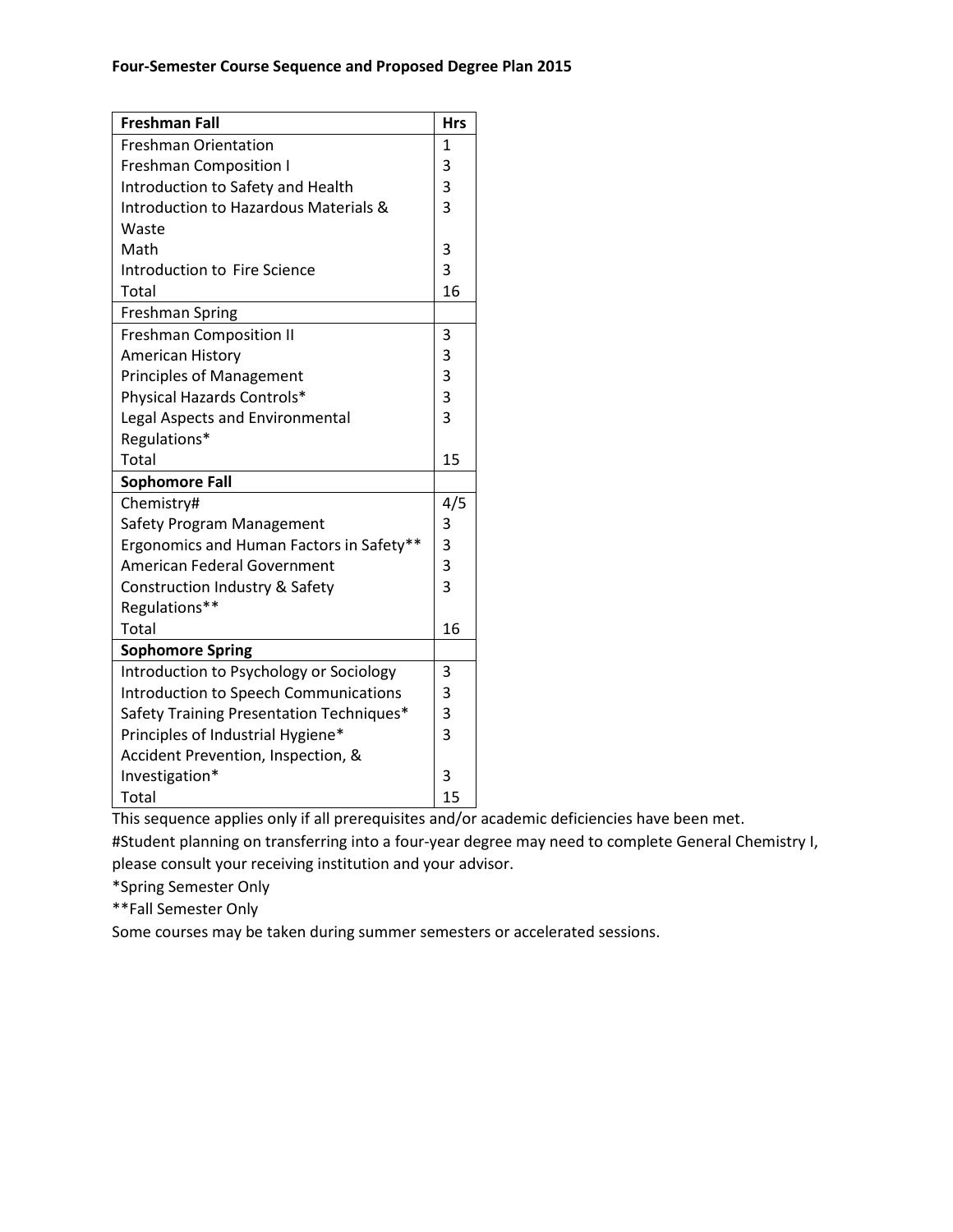**Four-Semester Course Sequence and Proposed Degree Plan 2015**

| **Freshman Fall** | **Hrs** |
| --- | --- |
| Freshman Orientation | 1 |
| Freshman Composition I | 3 |
| Introduction to Safety and Health | 3 |
| Introduction to Hazardous Materials & Waste | 3 |
| Math | 3 |
| Introduction to Fire Science | 3 |
| Total | 16 |
| Freshman Spring | |
| Freshman Composition II | 3 |
| American History | 3 |
| Principles of Management | 3 |
| Physical Hazards Controls* | 3 |
| Legal Aspects and Environmental Regulations* | 3 |
| Total | 15 |
| **Sophomore Fall** | |
| Chemistry# | 4/5 |
| Safety Program Management | 3 |
| Ergonomics and Human Factors in Safety** | 3 |
| American Federal Government | 3 |
| Construction Industry & Safety Regulations** | 3 |
| Total | 16 |
| **Sophomore Spring** | |
| Introduction to Psychology or Sociology | 3 |
| Introduction to Speech Communications | 3 |
| Safety Training Presentation Techniques* | 3 |
| Principles of Industrial Hygiene* | 3 |
| Accident Prevention, Inspection, & Investigation* | 3 |
| Total | 15 |

This sequence applies only if all prerequisites and/or academic deficiencies have been met.

#Student planning on transferring into a four-year degree may need to complete General Chemistry I, please consult your receiving institution and your advisor.

*Spring Semester Only

**Fall Semester Only

Some courses may be taken during summer semesters or accelerated sessions.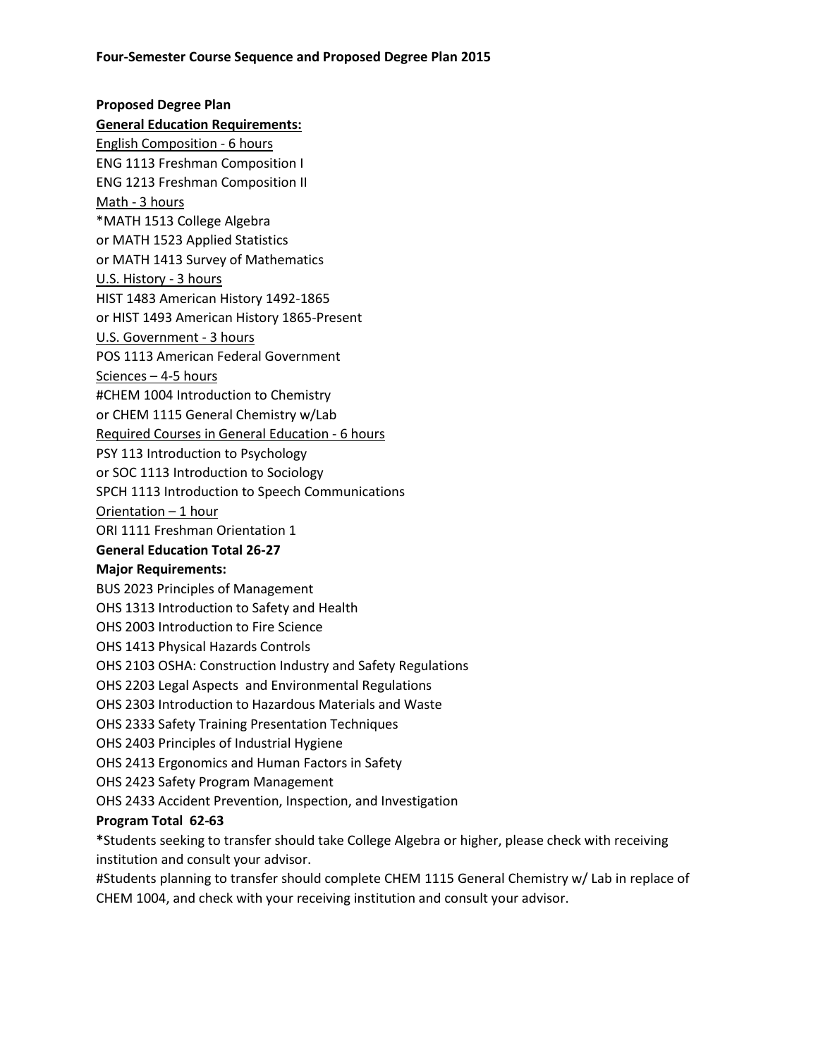**Four-Semester Course Sequence and Proposed Degree Plan 2015**

**Proposed Degree Plan**

**General Education Requirements:**

English Composition - 6 hours

ENG 1113 Freshman Composition I

ENG 1213 Freshman Composition II

Math - 3 hours

*MATH 1513 College Algebra

or MATH 1523 Applied Statistics

or MATH 1413 Survey of Mathematics

U.S. History - 3 hours

HIST 1483 American History 1492-1865

or HIST 1493 American History 1865-Present

U.S. Government - 3 hours

POS 1113 American Federal Government

Sciences – 4-5 hours

#CHEM 1004 Introduction to Chemistry

or CHEM 1115 General Chemistry w/Lab

Required Courses in General Education - 6 hours

PSY 113 Introduction to Psychology

or SOC 1113 Introduction to Sociology

SPCH 1113 Introduction to Speech Communications

Orientation – 1 hour

ORI 1111 Freshman Orientation 1

**General Education Total 26-27**

**Major Requirements:**

BUS 2023 Principles of Management

OHS 1313 Introduction to Safety and Health

OHS 2003 Introduction to Fire Science

OHS 1413 Physical Hazards Controls

OHS 2103 OSHA: Construction Industry and Safety Regulations

OHS 2203 Legal Aspects and Environmental Regulations

OHS 2303 Introduction to Hazardous Materials and Waste

OHS 2333 Safety Training Presentation Techniques

OHS 2403 Principles of Industrial Hygiene

OHS 2413 Ergonomics and Human Factors in Safety

OHS 2423 Safety Program Management

OHS 2433 Accident Prevention, Inspection, and Investigation

**Program Total 62-63**

*Students seeking to transfer should take College Algebra or higher, please check with receiving institution and consult your advisor.

#Students planning to transfer should complete CHEM 1115 General Chemistry w/ Lab in replace of CHEM 1004, and check with your receiving institution and consult your advisor.